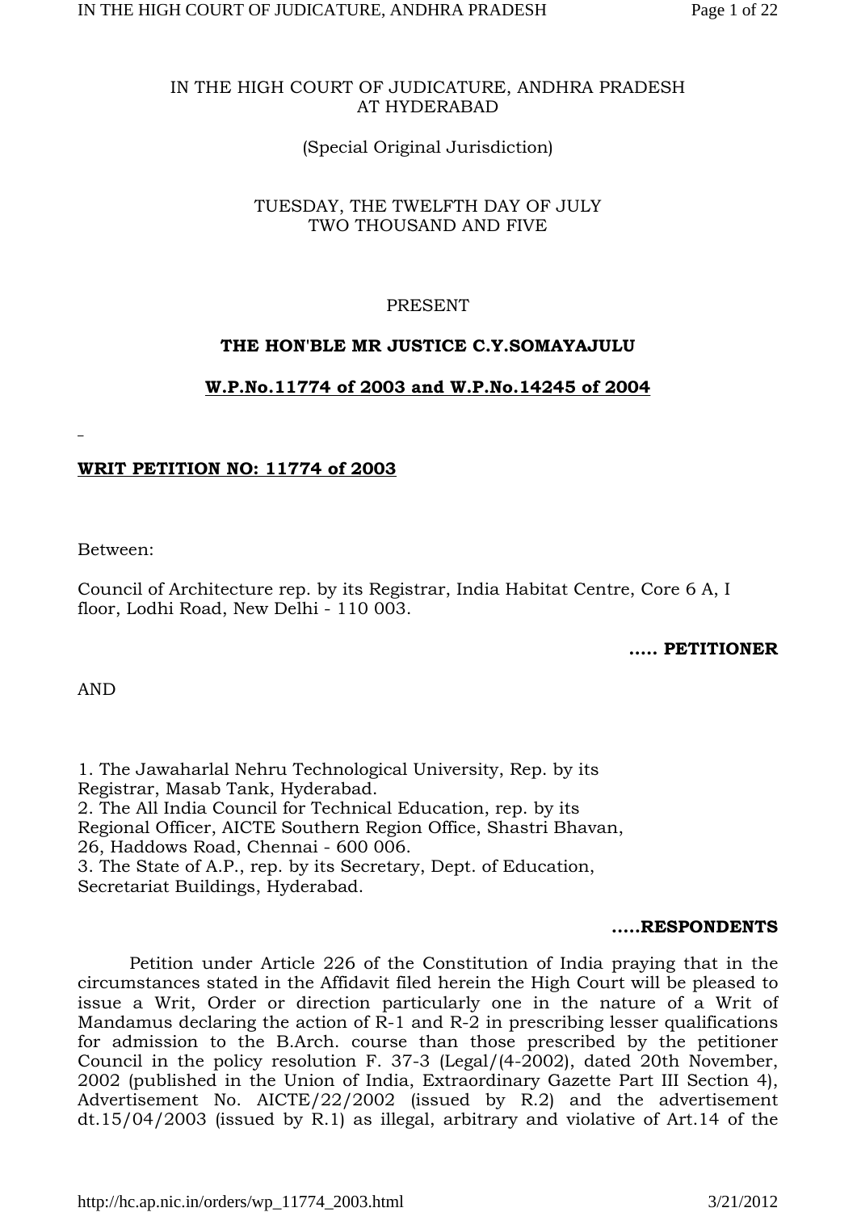IN THE HIGH COURT OF JUDICATURE, ANDHRA PRADESH
AT HYDERABAD

(Special Original Jurisdiction)

TUESDAY, THE TWELFTH DAY OF JULY
TWO THOUSAND AND FIVE

PRESENT

**THE HON'BLE MR JUSTICE C.Y.SOMAYAJULU**

**W.P.No.11774 of 2003 and W.P.No.14245 of 2004**

**WRIT PETITION NO: 11774 of 2003**

Between:

Council of Architecture rep. by its Registrar, India Habitat Centre, Core 6 A, I floor, Lodhi Road, New Delhi - 110 003.

**..... PETITIONER**

AND

1. The Jawaharlal Nehru Technological University, Rep. by its Registrar, Masab Tank, Hyderabad.
2. The All India Council for Technical Education, rep. by its Regional Officer, AICTE Southern Region Office, Shastri Bhavan, 26, Haddows Road, Chennai - 600 006.
3. The State of A.P., rep. by its Secretary, Dept. of Education, Secretariat Buildings, Hyderabad.

**.....RESPONDENTS**

Petition under Article 226 of the Constitution of India praying that in the circumstances stated in the Affidavit filed herein the High Court will be pleased to issue a Writ, Order or direction particularly one in the nature of a Writ of Mandamus declaring the action of R-1 and R-2 in prescribing lesser qualifications for admission to the B.Arch. course than those prescribed by the petitioner Council in the policy resolution F. 37-3 (Legal/(4-2002), dated 20th November, 2002 (published in the Union of India, Extraordinary Gazette Part III Section 4), Advertisement No. AICTE/22/2002 (issued by R.2) and the advertisement dt.15/04/2003 (issued by R.1) as illegal, arbitrary and violative of Art.14 of the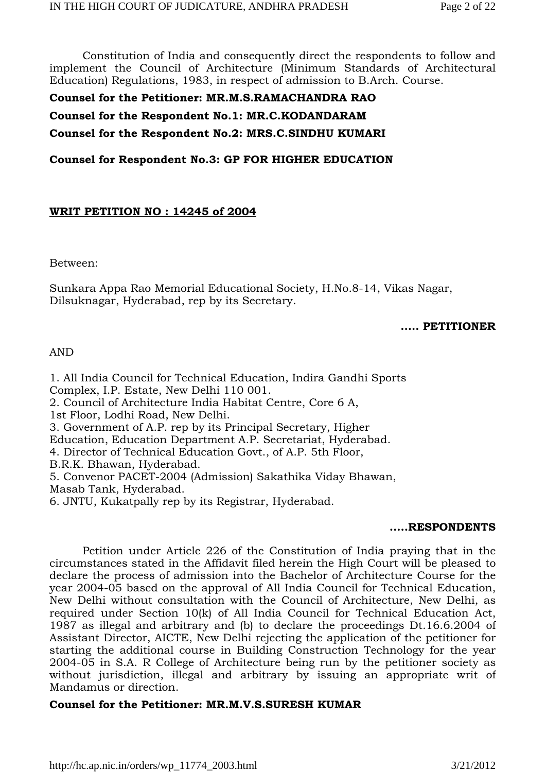Constitution of India and consequently direct the respondents to follow and implement the Council of Architecture (Minimum Standards of Architectural Education) Regulations, 1983, in respect of admission to B.Arch. Course.

**Counsel for the Petitioner: MR.M.S.RAMACHANDRA RAO**

**Counsel for the Respondent No.1: MR.C.KODANDARAM**

**Counsel for the Respondent No.2: MRS.C.SINDHU KUMARI**

**Counsel for Respondent No.3: GP FOR HIGHER EDUCATION**

**WRIT PETITION NO : 14245 of 2004**

Between:

Sunkara Appa Rao Memorial Educational Society, H.No.8-14, Vikas Nagar, Dilsuknagar, Hyderabad, rep by its Secretary.

**..... PETITIONER**

AND

1. All India Council for Technical Education, Indira Gandhi Sports Complex, I.P. Estate, New Delhi 110 001.
2. Council of Architecture India Habitat Centre, Core 6 A, 1st Floor, Lodhi Road, New Delhi.
3. Government of A.P. rep by its Principal Secretary, Higher Education, Education Department A.P. Secretariat, Hyderabad.
4. Director of Technical Education Govt., of A.P. 5th Floor, B.R.K. Bhawan, Hyderabad.
5. Convenor PACET-2004 (Admission) Sakathika Viday Bhawan, Masab Tank, Hyderabad.
6. JNTU, Kukatpally rep by its Registrar, Hyderabad.

**.....RESPONDENTS**

Petition under Article 226 of the Constitution of India praying that in the circumstances stated in the Affidavit filed herein the High Court will be pleased to declare the process of admission into the Bachelor of Architecture Course for the year 2004-05 based on the approval of All India Council for Technical Education, New Delhi without consultation with the Council of Architecture, New Delhi, as required under Section 10(k) of All India Council for Technical Education Act, 1987 as illegal and arbitrary and (b) to declare the proceedings Dt.16.6.2004 of Assistant Director, AICTE, New Delhi rejecting the application of the petitioner for starting the additional course in Building Construction Technology for the year 2004-05 in S.A. R College of Architecture being run by the petitioner society as without jurisdiction, illegal and arbitrary by issuing an appropriate writ of Mandamus or direction.

**Counsel for the Petitioner: MR.M.V.S.SURESH KUMAR**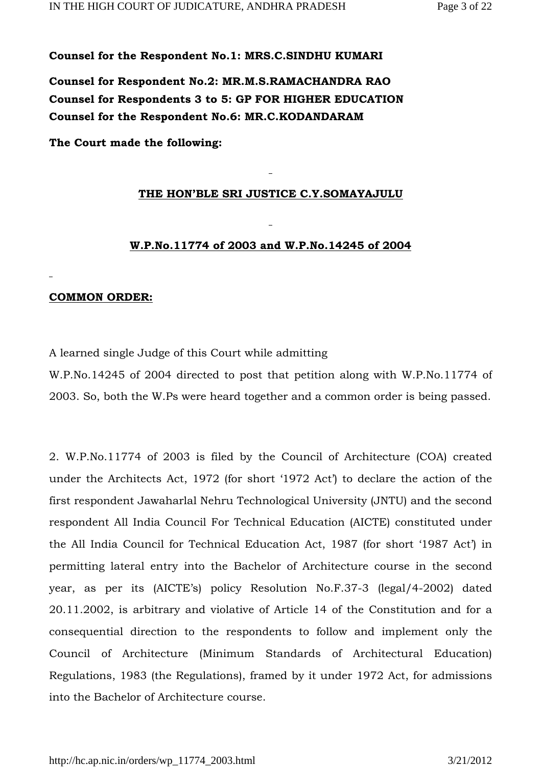**Counsel for the Respondent No.1: MRS.C.SINDHU KUMARI**

**Counsel for Respondent No.2: MR.M.S.RAMACHANDRA RAO**
**Counsel for Respondents 3 to 5: GP FOR HIGHER EDUCATION**
**Counsel for the Respondent No.6: MR.C.KODANDARAM**

**The Court made the following:**

**THE HON'BLE SRI JUSTICE C.Y.SOMAYAJULU**

**W.P.No.11774 of 2003 and W.P.No.14245 of 2004**

**COMMON ORDER:**

A learned single Judge of this Court while admitting W.P.No.14245 of 2004 directed to post that petition along with W.P.No.11774 of 2003. So, both the W.Ps were heard together and a common order is being passed.

2. W.P.No.11774 of 2003 is filed by the Council of Architecture (COA) created under the Architects Act, 1972 (for short '1972 Act') to declare the action of the first respondent Jawaharlal Nehru Technological University (JNTU) and the second respondent All India Council For Technical Education (AICTE) constituted under the All India Council for Technical Education Act, 1987 (for short '1987 Act') in permitting lateral entry into the Bachelor of Architecture course in the second year, as per its (AICTE's) policy Resolution No.F.37-3 (legal/4-2002) dated 20.11.2002, is arbitrary and violative of Article 14 of the Constitution and for a consequential direction to the respondents to follow and implement only the Council of Architecture (Minimum Standards of Architectural Education) Regulations, 1983 (the Regulations), framed by it under 1972 Act, for admissions into the Bachelor of Architecture course.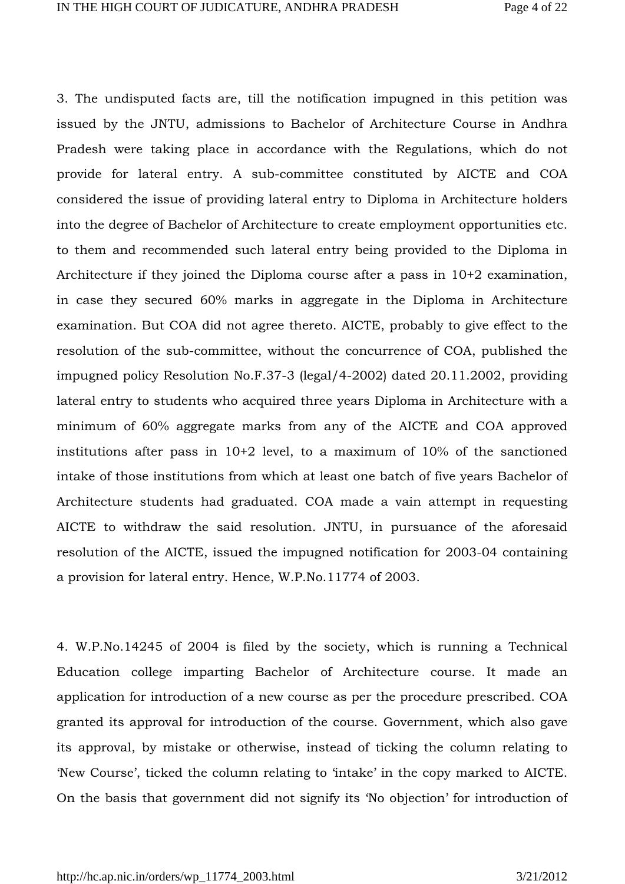3. The undisputed facts are, till the notification impugned in this petition was issued by the JNTU, admissions to Bachelor of Architecture Course in Andhra Pradesh were taking place in accordance with the Regulations, which do not provide for lateral entry. A sub-committee constituted by AICTE and COA considered the issue of providing lateral entry to Diploma in Architecture holders into the degree of Bachelor of Architecture to create employment opportunities etc. to them and recommended such lateral entry being provided to the Diploma in Architecture if they joined the Diploma course after a pass in 10+2 examination, in case they secured 60% marks in aggregate in the Diploma in Architecture examination. But COA did not agree thereto. AICTE, probably to give effect to the resolution of the sub-committee, without the concurrence of COA, published the impugned policy Resolution No.F.37-3 (legal/4-2002) dated 20.11.2002, providing lateral entry to students who acquired three years Diploma in Architecture with a minimum of 60% aggregate marks from any of the AICTE and COA approved institutions after pass in 10+2 level, to a maximum of 10% of the sanctioned intake of those institutions from which at least one batch of five years Bachelor of Architecture students had graduated. COA made a vain attempt in requesting AICTE to withdraw the said resolution. JNTU, in pursuance of the aforesaid resolution of the AICTE, issued the impugned notification for 2003-04 containing a provision for lateral entry. Hence, W.P.No.11774 of 2003.

4. W.P.No.14245 of 2004 is filed by the society, which is running a Technical Education college imparting Bachelor of Architecture course. It made an application for introduction of a new course as per the procedure prescribed. COA granted its approval for introduction of the course. Government, which also gave its approval, by mistake or otherwise, instead of ticking the column relating to 'New Course', ticked the column relating to 'intake' in the copy marked to AICTE. On the basis that government did not signify its 'No objection' for introduction of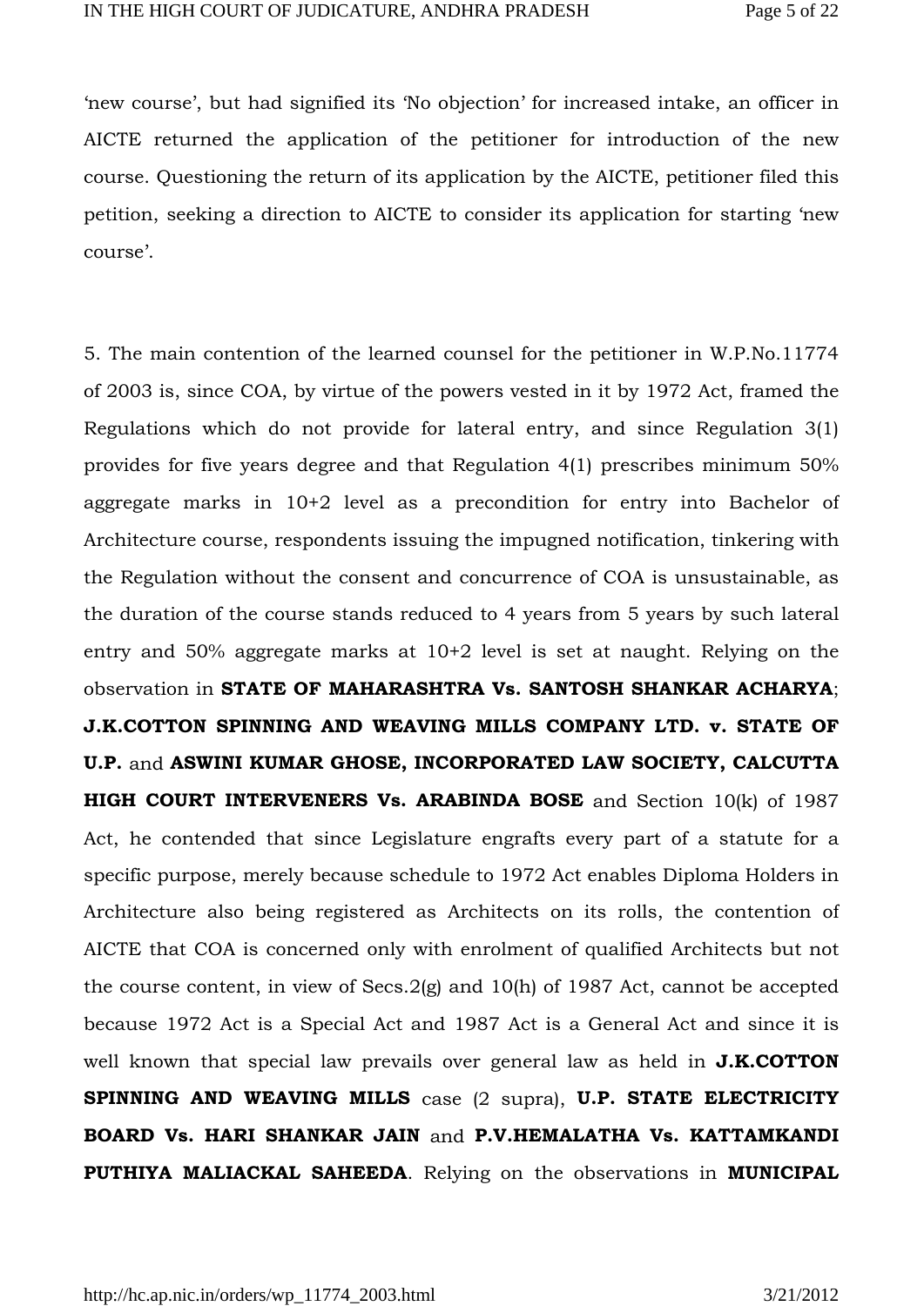'new course', but had signified its 'No objection' for increased intake, an officer in AICTE returned the application of the petitioner for introduction of the new course. Questioning the return of its application by the AICTE, petitioner filed this petition, seeking a direction to AICTE to consider its application for starting 'new course'.

5. The main contention of the learned counsel for the petitioner in W.P.No.11774 of 2003 is, since COA, by virtue of the powers vested in it by 1972 Act, framed the Regulations which do not provide for lateral entry, and since Regulation 3(1) provides for five years degree and that Regulation 4(1) prescribes minimum 50% aggregate marks in 10+2 level as a precondition for entry into Bachelor of Architecture course, respondents issuing the impugned notification, tinkering with the Regulation without the consent and concurrence of COA is unsustainable, as the duration of the course stands reduced to 4 years from 5 years by such lateral entry and 50% aggregate marks at 10+2 level is set at naught. Relying on the observation in **STATE OF MAHARASHTRA Vs. SANTOSH SHANKAR ACHARYA**; **J.K.COTTON SPINNING AND WEAVING MILLS COMPANY LTD. v. STATE OF U.P.** and **ASWINI KUMAR GHOSE, INCORPORATED LAW SOCIETY, CALCUTTA HIGH COURT INTERVENERS Vs. ARABINDA BOSE** and Section 10(k) of 1987 Act, he contended that since Legislature engrafts every part of a statute for a specific purpose, merely because schedule to 1972 Act enables Diploma Holders in Architecture also being registered as Architects on its rolls, the contention of AICTE that COA is concerned only with enrolment of qualified Architects but not the course content, in view of Secs.2(g) and 10(h) of 1987 Act, cannot be accepted because 1972 Act is a Special Act and 1987 Act is a General Act and since it is well known that special law prevails over general law as held in **J.K.COTTON SPINNING AND WEAVING MILLS** case (2 supra), **U.P. STATE ELECTRICITY BOARD Vs. HARI SHANKAR JAIN** and **P.V.HEMALATHA Vs. KATTAMKANDI PUTHIYA MALIACKAL SAHEEDA**. Relying on the observations in **MUNICIPAL**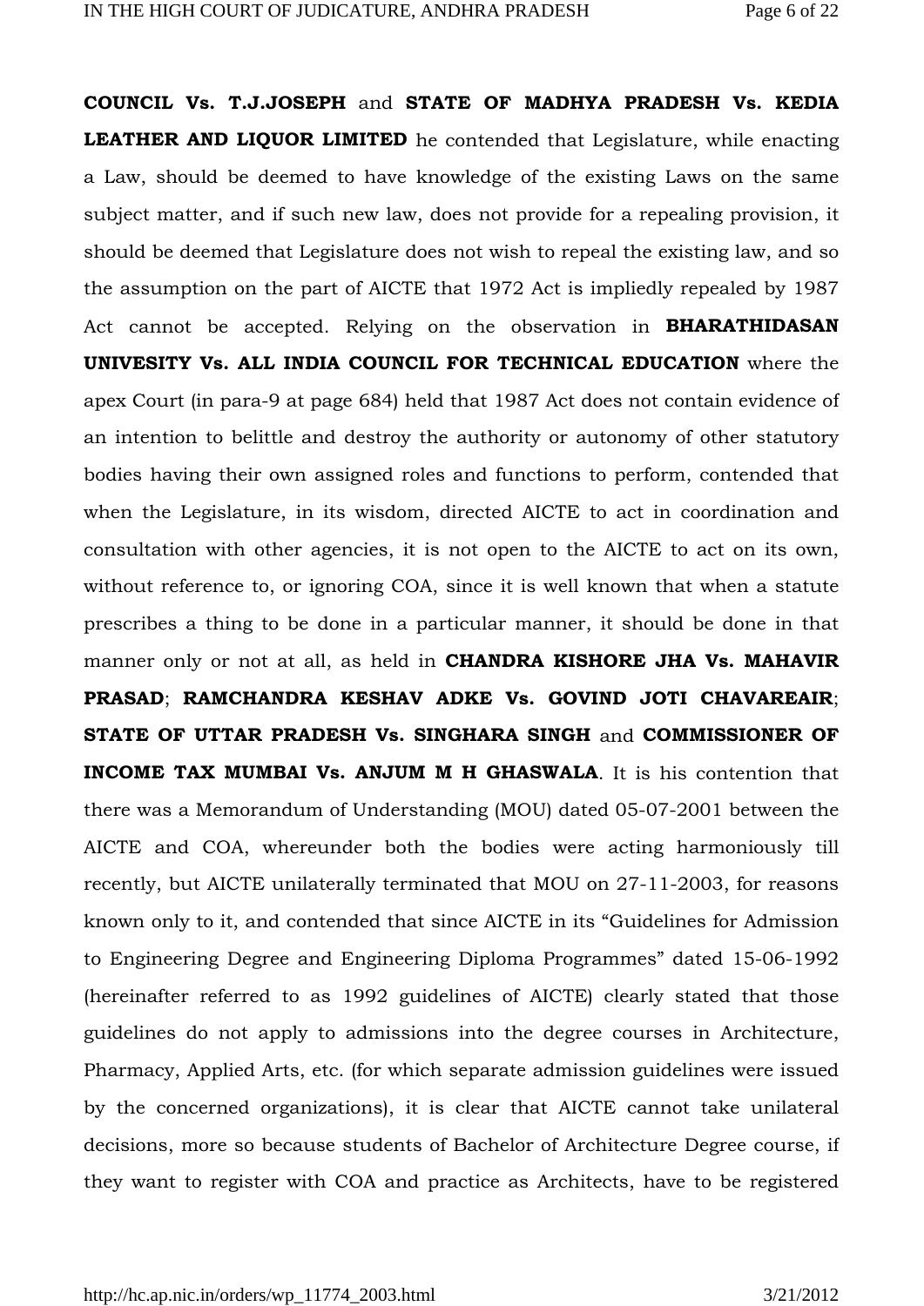**COUNCIL Vs. T.J.JOSEPH** and **STATE OF MADHYA PRADESH Vs. KEDIA LEATHER AND LIQUOR LIMITED** he contended that Legislature, while enacting a Law, should be deemed to have knowledge of the existing Laws on the same subject matter, and if such new law, does not provide for a repealing provision, it should be deemed that Legislature does not wish to repeal the existing law, and so the assumption on the part of AICTE that 1972 Act is impliedly repealed by 1987 Act cannot be accepted. Relying on the observation in **BHARATHIDASAN UNIVESITY Vs. ALL INDIA COUNCIL FOR TECHNICAL EDUCATION** where the apex Court (in para-9 at page 684) held that 1987 Act does not contain evidence of an intention to belittle and destroy the authority or autonomy of other statutory bodies having their own assigned roles and functions to perform, contended that when the Legislature, in its wisdom, directed AICTE to act in coordination and consultation with other agencies, it is not open to the AICTE to act on its own, without reference to, or ignoring COA, since it is well known that when a statute prescribes a thing to be done in a particular manner, it should be done in that manner only or not at all, as held in **CHANDRA KISHORE JHA Vs. MAHAVIR PRASAD**; **RAMCHANDRA KESHAV ADKE Vs. GOVIND JOTI CHAVAREAIR**; **STATE OF UTTAR PRADESH Vs. SINGHARA SINGH** and **COMMISSIONER OF INCOME TAX MUMBAI Vs. ANJUM M H GHASWALA**. It is his contention that there was a Memorandum of Understanding (MOU) dated 05-07-2001 between the AICTE and COA, whereunder both the bodies were acting harmoniously till recently, but AICTE unilaterally terminated that MOU on 27-11-2003, for reasons known only to it, and contended that since AICTE in its "Guidelines for Admission to Engineering Degree and Engineering Diploma Programmes" dated 15-06-1992 (hereinafter referred to as 1992 guidelines of AICTE) clearly stated that those guidelines do not apply to admissions into the degree courses in Architecture, Pharmacy, Applied Arts, etc. (for which separate admission guidelines were issued by the concerned organizations), it is clear that AICTE cannot take unilateral decisions, more so because students of Bachelor of Architecture Degree course, if they want to register with COA and practice as Architects, have to be registered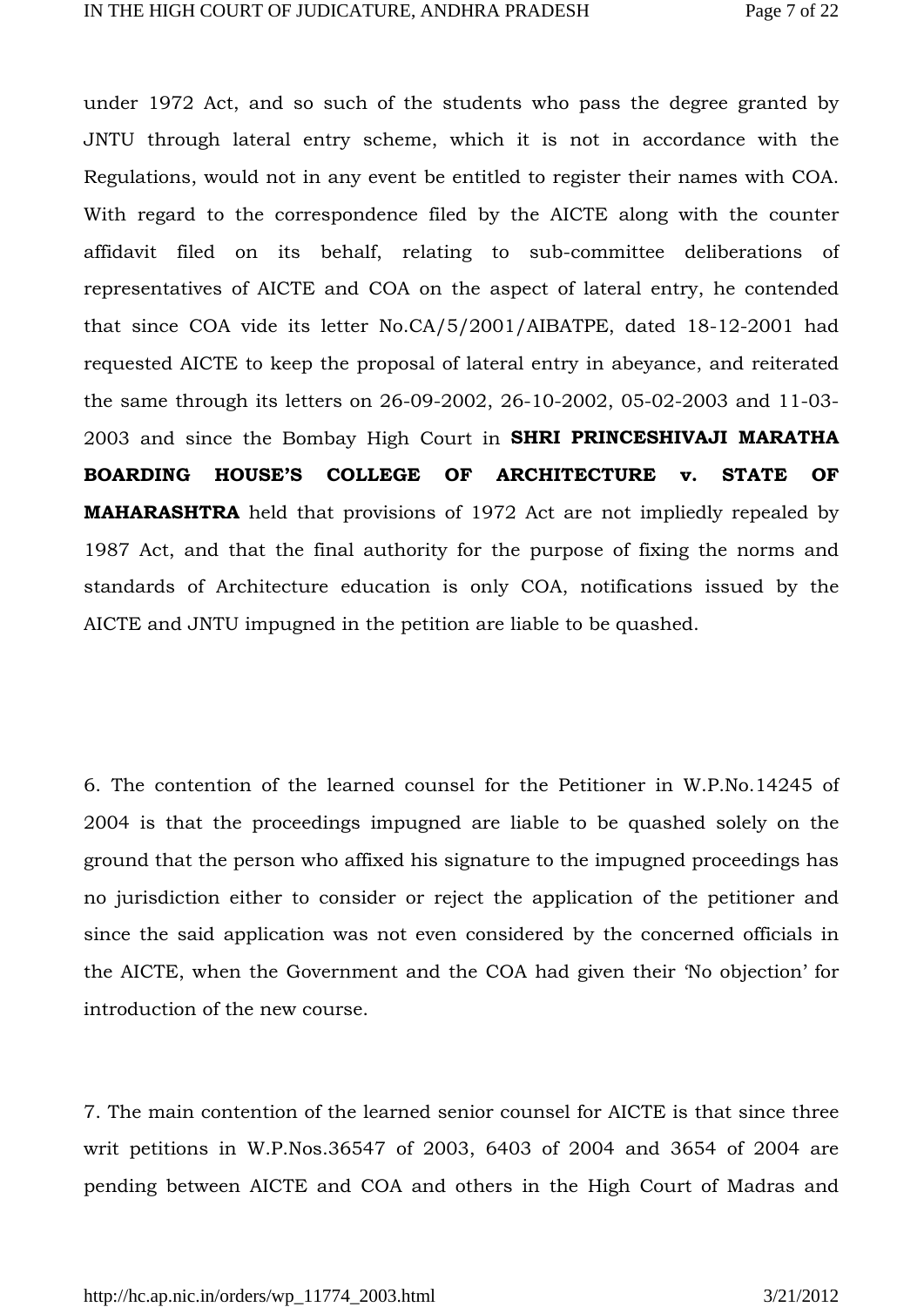under 1972 Act, and so such of the students who pass the degree granted by JNTU through lateral entry scheme, which it is not in accordance with the Regulations, would not in any event be entitled to register their names with COA. With regard to the correspondence filed by the AICTE along with the counter affidavit filed on its behalf, relating to sub-committee deliberations of representatives of AICTE and COA on the aspect of lateral entry, he contended that since COA vide its letter No.CA/5/2001/AIBATPE, dated 18-12-2001 had requested AICTE to keep the proposal of lateral entry in abeyance, and reiterated the same through its letters on 26-09-2002, 26-10-2002, 05-02-2003 and 11-03-2003 and since the Bombay High Court in **SHRI PRINCESHIVAJI MARATHA BOARDING HOUSE'S COLLEGE OF ARCHITECTURE v. STATE OF MAHARASHTRA** held that provisions of 1972 Act are not impliedly repealed by 1987 Act, and that the final authority for the purpose of fixing the norms and standards of Architecture education is only COA, notifications issued by the AICTE and JNTU impugned in the petition are liable to be quashed.

6. The contention of the learned counsel for the Petitioner in W.P.No.14245 of 2004 is that the proceedings impugned are liable to be quashed solely on the ground that the person who affixed his signature to the impugned proceedings has no jurisdiction either to consider or reject the application of the petitioner and since the said application was not even considered by the concerned officials in the AICTE, when the Government and the COA had given their 'No objection' for introduction of the new course.

7. The main contention of the learned senior counsel for AICTE is that since three writ petitions in W.P.Nos.36547 of 2003, 6403 of 2004 and 3654 of 2004 are pending between AICTE and COA and others in the High Court of Madras and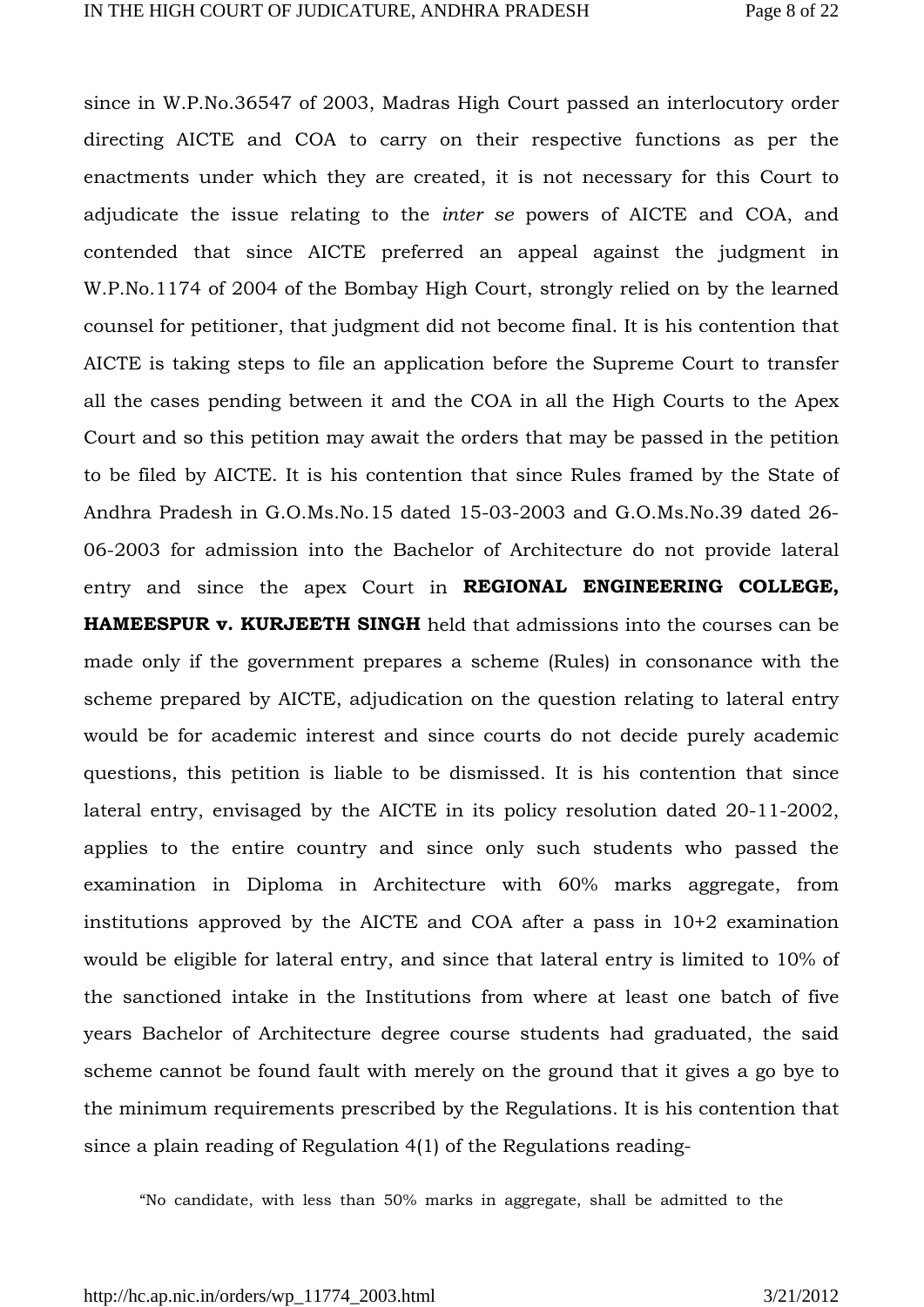since in W.P.No.36547 of 2003, Madras High Court passed an interlocutory order directing AICTE and COA to carry on their respective functions as per the enactments under which they are created, it is not necessary for this Court to adjudicate the issue relating to the *inter se* powers of AICTE and COA, and contended that since AICTE preferred an appeal against the judgment in W.P.No.1174 of 2004 of the Bombay High Court, strongly relied on by the learned counsel for petitioner, that judgment did not become final. It is his contention that AICTE is taking steps to file an application before the Supreme Court to transfer all the cases pending between it and the COA in all the High Courts to the Apex Court and so this petition may await the orders that may be passed in the petition to be filed by AICTE. It is his contention that since Rules framed by the State of Andhra Pradesh in G.O.Ms.No.15 dated 15-03-2003 and G.O.Ms.No.39 dated 26-06-2003 for admission into the Bachelor of Architecture do not provide lateral entry and since the apex Court in **REGIONAL ENGINEERING COLLEGE, HAMEESPUR v. KURJEETH SINGH** held that admissions into the courses can be made only if the government prepares a scheme (Rules) in consonance with the scheme prepared by AICTE, adjudication on the question relating to lateral entry would be for academic interest and since courts do not decide purely academic questions, this petition is liable to be dismissed. It is his contention that since lateral entry, envisaged by the AICTE in its policy resolution dated 20-11-2002, applies to the entire country and since only such students who passed the examination in Diploma in Architecture with 60% marks aggregate, from institutions approved by the AICTE and COA after a pass in 10+2 examination would be eligible for lateral entry, and since that lateral entry is limited to 10% of the sanctioned intake in the Institutions from where at least one batch of five years Bachelor of Architecture degree course students had graduated, the said scheme cannot be found fault with merely on the ground that it gives a go bye to the minimum requirements prescribed by the Regulations. It is his contention that since a plain reading of Regulation 4(1) of the Regulations reading-

"No candidate, with less than 50% marks in aggregate, shall be admitted to the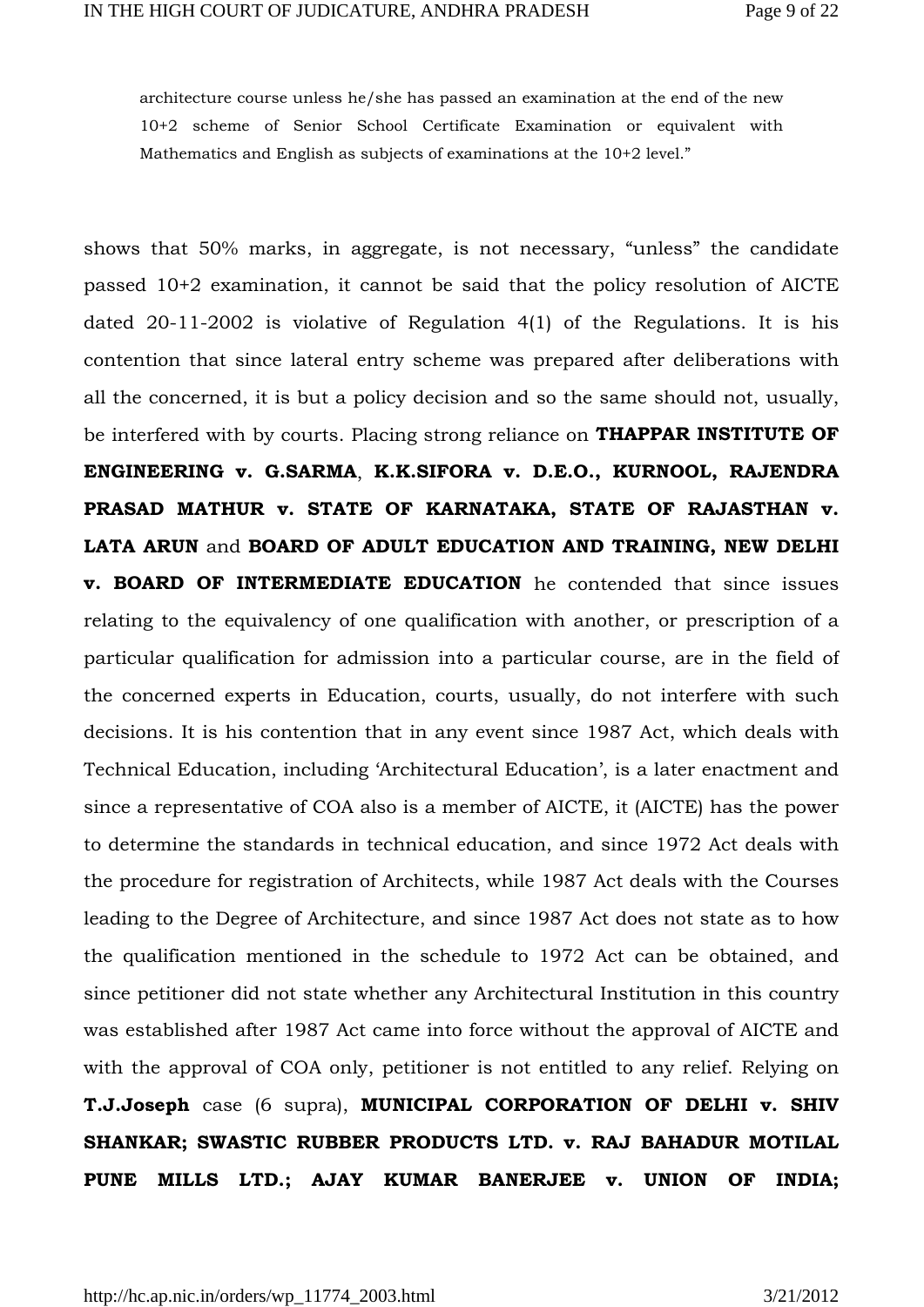> architecture course unless he/she has passed an examination at the end of the new 10+2 scheme of Senior School Certificate Examination or equivalent with Mathematics and English as subjects of examinations at the 10+2 level."

shows that 50% marks, in aggregate, is not necessary, "unless" the candidate passed 10+2 examination, it cannot be said that the policy resolution of AICTE dated 20-11-2002 is violative of Regulation 4(1) of the Regulations. It is his contention that since lateral entry scheme was prepared after deliberations with all the concerned, it is but a policy decision and so the same should not, usually, be interfered with by courts. Placing strong reliance on **THAPPAR INSTITUTE OF ENGINEERING v. G.SARMA**, **K.K.SIFORA v. D.E.O., KURNOOL, RAJENDRA PRASAD MATHUR v. STATE OF KARNATAKA, STATE OF RAJASTHAN v. LATA ARUN** and **BOARD OF ADULT EDUCATION AND TRAINING, NEW DELHI v. BOARD OF INTERMEDIATE EDUCATION** he contended that since issues relating to the equivalency of one qualification with another, or prescription of a particular qualification for admission into a particular course, are in the field of the concerned experts in Education, courts, usually, do not interfere with such decisions. It is his contention that in any event since 1987 Act, which deals with Technical Education, including 'Architectural Education', is a later enactment and since a representative of COA also is a member of AICTE, it (AICTE) has the power to determine the standards in technical education, and since 1972 Act deals with the procedure for registration of Architects, while 1987 Act deals with the Courses leading to the Degree of Architecture, and since 1987 Act does not state as to how the qualification mentioned in the schedule to 1972 Act can be obtained, and since petitioner did not state whether any Architectural Institution in this country was established after 1987 Act came into force without the approval of AICTE and with the approval of COA only, petitioner is not entitled to any relief. Relying on **T.J.Joseph** case (6 supra), **MUNICIPAL CORPORATION OF DELHI v. SHIV SHANKAR; SWASTIC RUBBER PRODUCTS LTD. v. RAJ BAHADUR MOTILAL PUNE MILLS LTD.; AJAY KUMAR BANERJEE v. UNION OF INDIA;**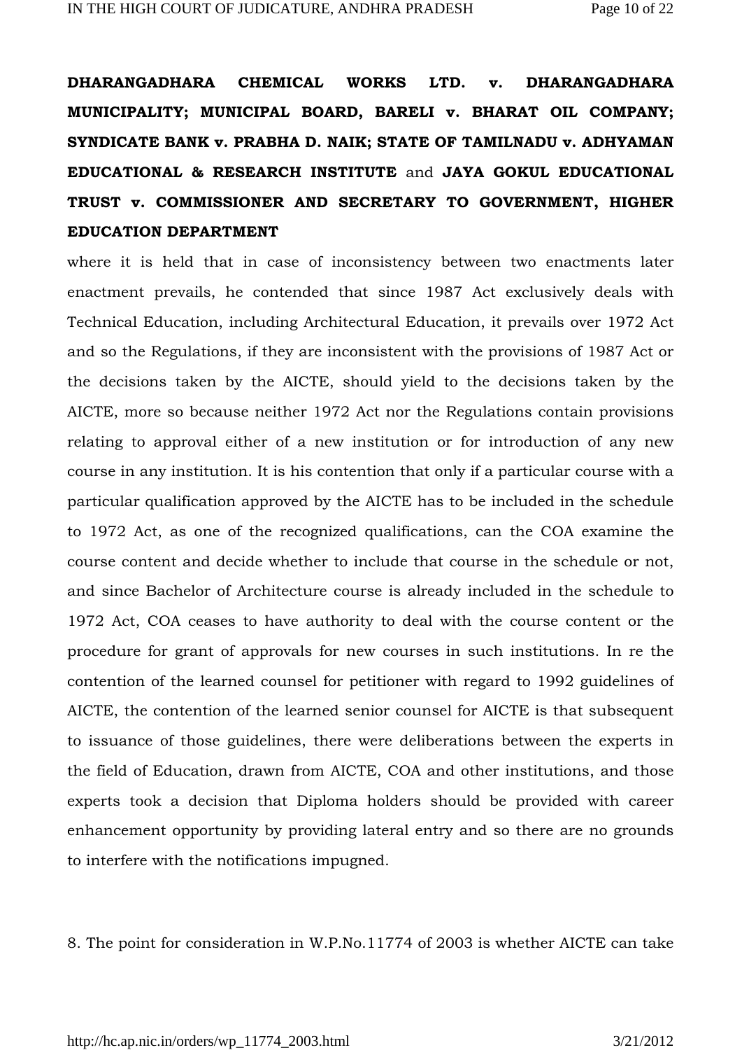**DHARANGADHARA CHEMICAL WORKS LTD. v. DHARANGADHARA MUNICIPALITY; MUNICIPAL BOARD, BARELI v. BHARAT OIL COMPANY; SYNDICATE BANK v. PRABHA D. NAIK; STATE OF TAMILNADU v. ADHYAMAN EDUCATIONAL & RESEARCH INSTITUTE** and **JAYA GOKUL EDUCATIONAL TRUST v. COMMISSIONER AND SECRETARY TO GOVERNMENT, HIGHER EDUCATION DEPARTMENT**

where it is held that in case of inconsistency between two enactments later enactment prevails, he contended that since 1987 Act exclusively deals with Technical Education, including Architectural Education, it prevails over 1972 Act and so the Regulations, if they are inconsistent with the provisions of 1987 Act or the decisions taken by the AICTE, should yield to the decisions taken by the AICTE, more so because neither 1972 Act nor the Regulations contain provisions relating to approval either of a new institution or for introduction of any new course in any institution. It is his contention that only if a particular course with a particular qualification approved by the AICTE has to be included in the schedule to 1972 Act, as one of the recognized qualifications, can the COA examine the course content and decide whether to include that course in the schedule or not, and since Bachelor of Architecture course is already included in the schedule to 1972 Act, COA ceases to have authority to deal with the course content or the procedure for grant of approvals for new courses in such institutions. In re the contention of the learned counsel for petitioner with regard to 1992 guidelines of AICTE, the contention of the learned senior counsel for AICTE is that subsequent to issuance of those guidelines, there were deliberations between the experts in the field of Education, drawn from AICTE, COA and other institutions, and those experts took a decision that Diploma holders should be provided with career enhancement opportunity by providing lateral entry and so there are no grounds to interfere with the notifications impugned.

8. The point for consideration in W.P.No.11774 of 2003 is whether AICTE can take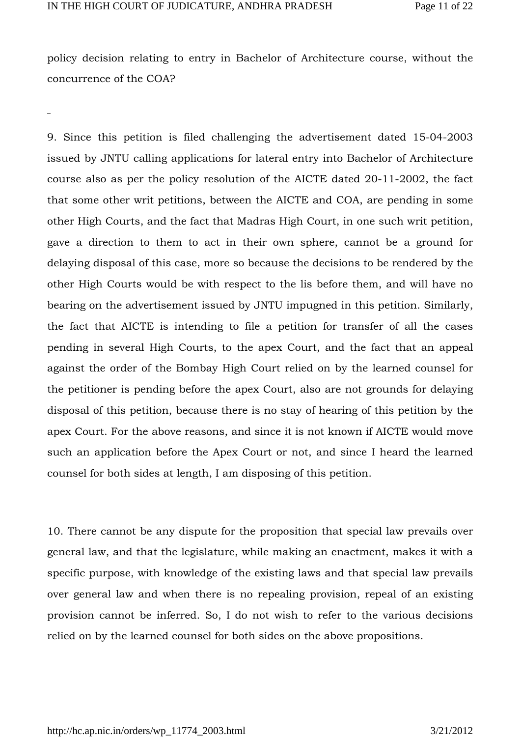policy decision relating to entry in Bachelor of Architecture course, without the concurrence of the COA?

9. Since this petition is filed challenging the advertisement dated 15-04-2003 issued by JNTU calling applications for lateral entry into Bachelor of Architecture course also as per the policy resolution of the AICTE dated 20-11-2002, the fact that some other writ petitions, between the AICTE and COA, are pending in some other High Courts, and the fact that Madras High Court, in one such writ petition, gave a direction to them to act in their own sphere, cannot be a ground for delaying disposal of this case, more so because the decisions to be rendered by the other High Courts would be with respect to the lis before them, and will have no bearing on the advertisement issued by JNTU impugned in this petition. Similarly, the fact that AICTE is intending to file a petition for transfer of all the cases pending in several High Courts, to the apex Court, and the fact that an appeal against the order of the Bombay High Court relied on by the learned counsel for the petitioner is pending before the apex Court, also are not grounds for delaying disposal of this petition, because there is no stay of hearing of this petition by the apex Court. For the above reasons, and since it is not known if AICTE would move such an application before the Apex Court or not, and since I heard the learned counsel for both sides at length, I am disposing of this petition.

10. There cannot be any dispute for the proposition that special law prevails over general law, and that the legislature, while making an enactment, makes it with a specific purpose, with knowledge of the existing laws and that special law prevails over general law and when there is no repealing provision, repeal of an existing provision cannot be inferred. So, I do not wish to refer to the various decisions relied on by the learned counsel for both sides on the above propositions.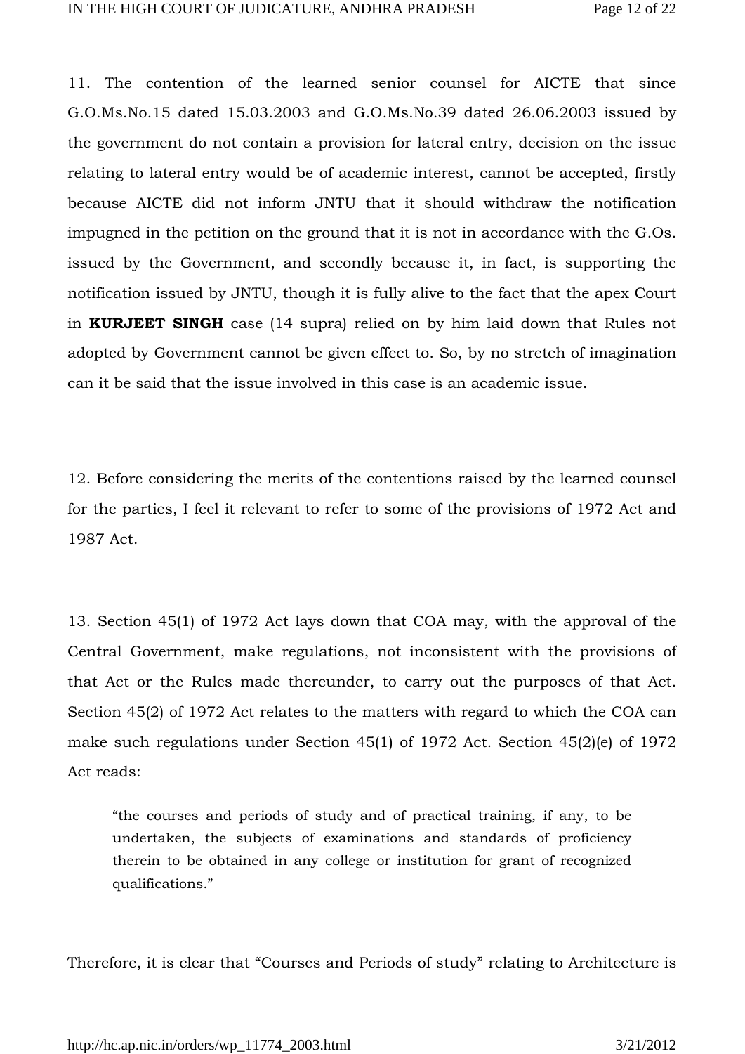11. The contention of the learned senior counsel for AICTE that since G.O.Ms.No.15 dated 15.03.2003 and G.O.Ms.No.39 dated 26.06.2003 issued by the government do not contain a provision for lateral entry, decision on the issue relating to lateral entry would be of academic interest, cannot be accepted, firstly because AICTE did not inform JNTU that it should withdraw the notification impugned in the petition on the ground that it is not in accordance with the G.Os. issued by the Government, and secondly because it, in fact, is supporting the notification issued by JNTU, though it is fully alive to the fact that the apex Court in **KURJEET SINGH** case (14 supra) relied on by him laid down that Rules not adopted by Government cannot be given effect to. So, by no stretch of imagination can it be said that the issue involved in this case is an academic issue.

12. Before considering the merits of the contentions raised by the learned counsel for the parties, I feel it relevant to refer to some of the provisions of 1972 Act and 1987 Act.

13. Section 45(1) of 1972 Act lays down that COA may, with the approval of the Central Government, make regulations, not inconsistent with the provisions of that Act or the Rules made thereunder, to carry out the purposes of that Act. Section 45(2) of 1972 Act relates to the matters with regard to which the COA can make such regulations under Section 45(1) of 1972 Act. Section 45(2)(e) of 1972 Act reads:

> "the courses and periods of study and of practical training, if any, to be undertaken, the subjects of examinations and standards of proficiency therein to be obtained in any college or institution for grant of recognized qualifications."

Therefore, it is clear that "Courses and Periods of study" relating to Architecture is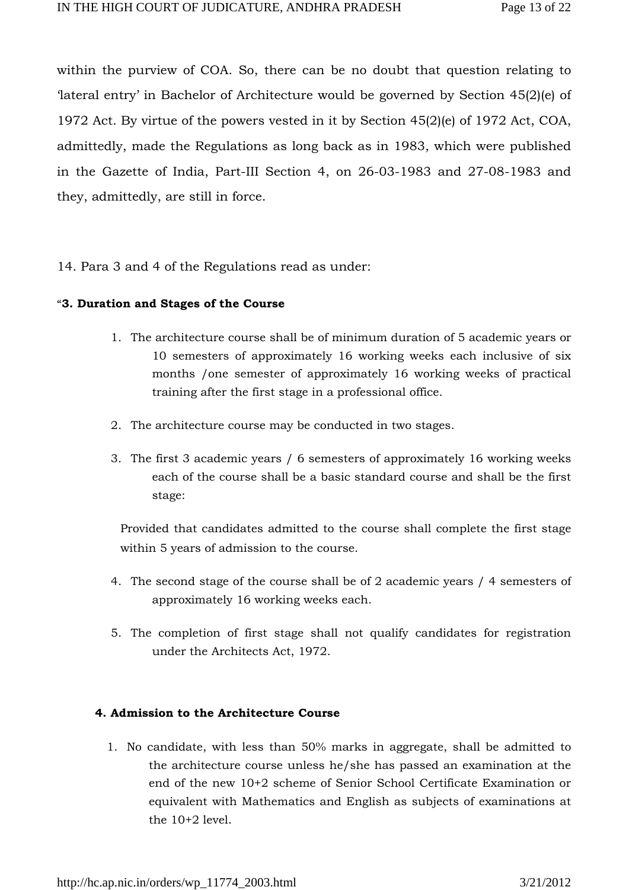within the purview of COA. So, there can be no doubt that question relating to 'lateral entry' in Bachelor of Architecture would be governed by Section 45(2)(e) of 1972 Act. By virtue of the powers vested in it by Section 45(2)(e) of 1972 Act, COA, admittedly, made the Regulations as long back as in 1983, which were published in the Gazette of India, Part-III Section 4, on 26-03-1983 and 27-08-1983 and they, admittedly, are still in force.

14. Para 3 and 4 of the Regulations read as under:

"**3. Duration and Stages of the Course**

1. The architecture course shall be of minimum duration of 5 academic years or 10 semesters of approximately 16 working weeks each inclusive of six months /one semester of approximately 16 working weeks of practical training after the first stage in a professional office.
2. The architecture course may be conducted in two stages.
3. The first 3 academic years / 6 semesters of approximately 16 working weeks each of the course shall be a basic standard course and shall be the first stage:

   Provided that candidates admitted to the course shall complete the first stage within 5 years of admission to the course.

4. The second stage of the course shall be of 2 academic years / 4 semesters of approximately 16 working weeks each.
5. The completion of first stage shall not qualify candidates for registration under the Architects Act, 1972.

**4. Admission to the Architecture Course**

1. No candidate, with less than 50% marks in aggregate, shall be admitted to the architecture course unless he/she has passed an examination at the end of the new 10+2 scheme of Senior School Certificate Examination or equivalent with Mathematics and English as subjects of examinations at the 10+2 level.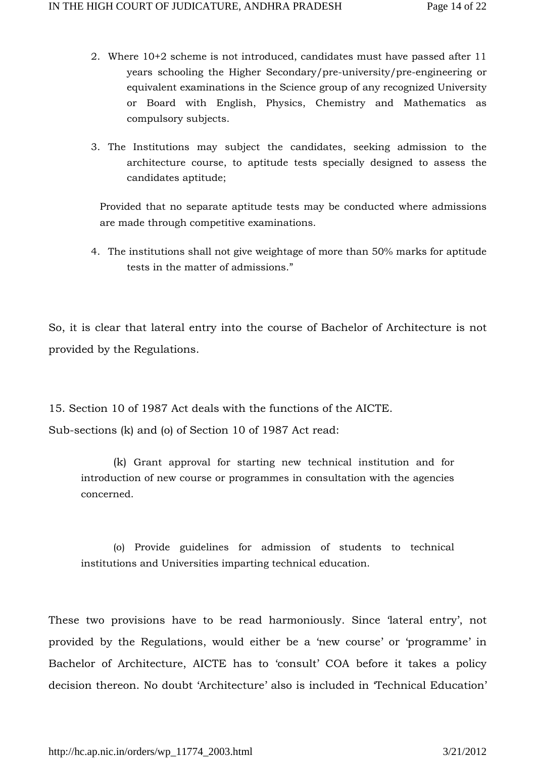2. Where 10+2 scheme is not introduced, candidates must have passed after 11 years schooling the Higher Secondary/pre-university/pre-engineering or equivalent examinations in the Science group of any recognized University or Board with English, Physics, Chemistry and Mathematics as compulsory subjects.

3. The Institutions may subject the candidates, seeking admission to the architecture course, to aptitude tests specially designed to assess the candidates aptitude;

 Provided that no separate aptitude tests may be conducted where admissions are made through competitive examinations.

4. The institutions shall not give weightage of more than 50% marks for aptitude tests in the matter of admissions."

So, it is clear that lateral entry into the course of Bachelor of Architecture is not provided by the Regulations.

15. Section 10 of 1987 Act deals with the functions of the AICTE.
Sub-sections (k) and (o) of Section 10 of 1987 Act read:

> (k) Grant approval for starting new technical institution and for introduction of new course or programmes in consultation with the agencies concerned.
>
> (o) Provide guidelines for admission of students to technical institutions and Universities imparting technical education.

These two provisions have to be read harmoniously. Since 'lateral entry', not provided by the Regulations, would either be a 'new course' or 'programme' in Bachelor of Architecture, AICTE has to 'consult' COA before it takes a policy decision thereon. No doubt 'Architecture' also is included in 'Technical Education'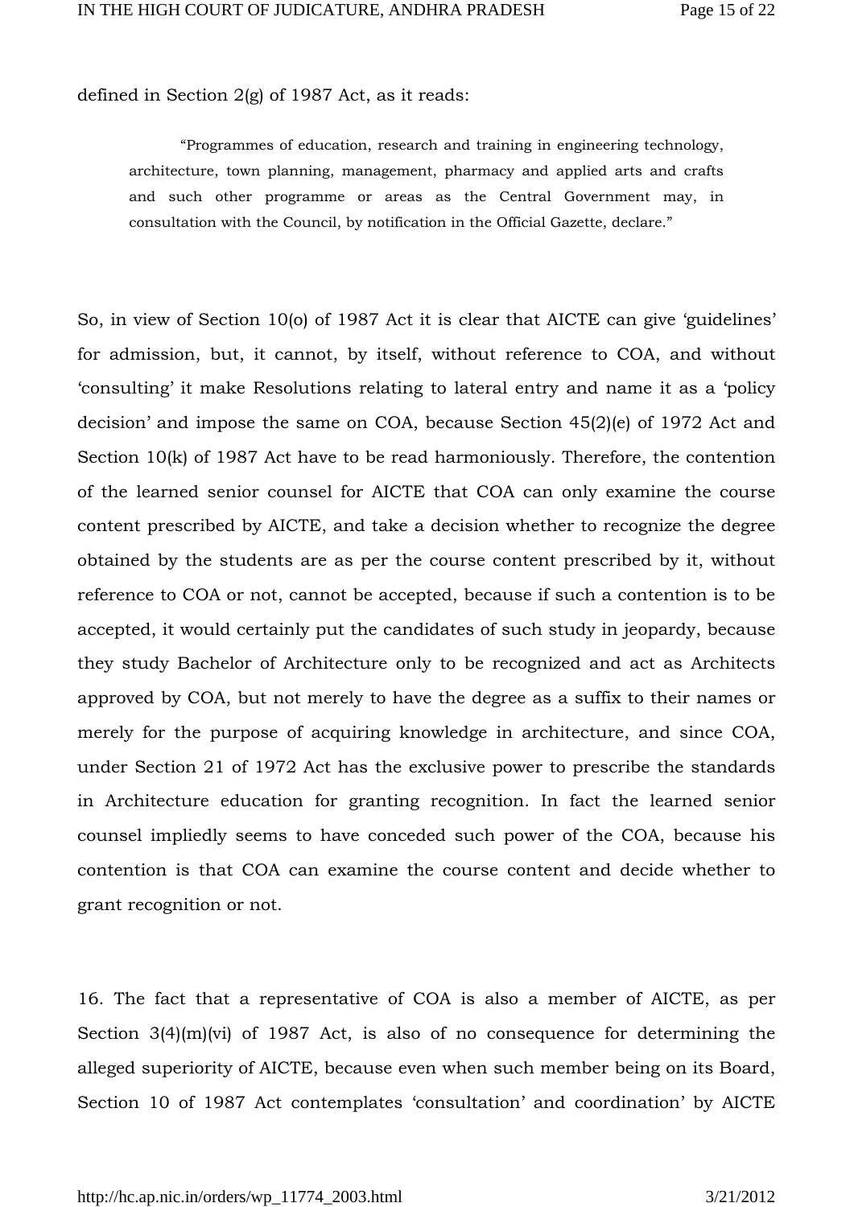defined in Section 2(g) of 1987 Act, as it reads:

> "Programmes of education, research and training in engineering technology, architecture, town planning, management, pharmacy and applied arts and crafts and such other programme or areas as the Central Government may, in consultation with the Council, by notification in the Official Gazette, declare."

So, in view of Section 10(o) of 1987 Act it is clear that AICTE can give 'guidelines' for admission, but, it cannot, by itself, without reference to COA, and without 'consulting' it make Resolutions relating to lateral entry and name it as a 'policy decision' and impose the same on COA, because Section 45(2)(e) of 1972 Act and Section 10(k) of 1987 Act have to be read harmoniously. Therefore, the contention of the learned senior counsel for AICTE that COA can only examine the course content prescribed by AICTE, and take a decision whether to recognize the degree obtained by the students are as per the course content prescribed by it, without reference to COA or not, cannot be accepted, because if such a contention is to be accepted, it would certainly put the candidates of such study in jeopardy, because they study Bachelor of Architecture only to be recognized and act as Architects approved by COA, but not merely to have the degree as a suffix to their names or merely for the purpose of acquiring knowledge in architecture, and since COA, under Section 21 of 1972 Act has the exclusive power to prescribe the standards in Architecture education for granting recognition. In fact the learned senior counsel impliedly seems to have conceded such power of the COA, because his contention is that COA can examine the course content and decide whether to grant recognition or not.

16. The fact that a representative of COA is also a member of AICTE, as per Section 3(4)(m)(vi) of 1987 Act, is also of no consequence for determining the alleged superiority of AICTE, because even when such member being on its Board, Section 10 of 1987 Act contemplates 'consultation' and coordination' by AICTE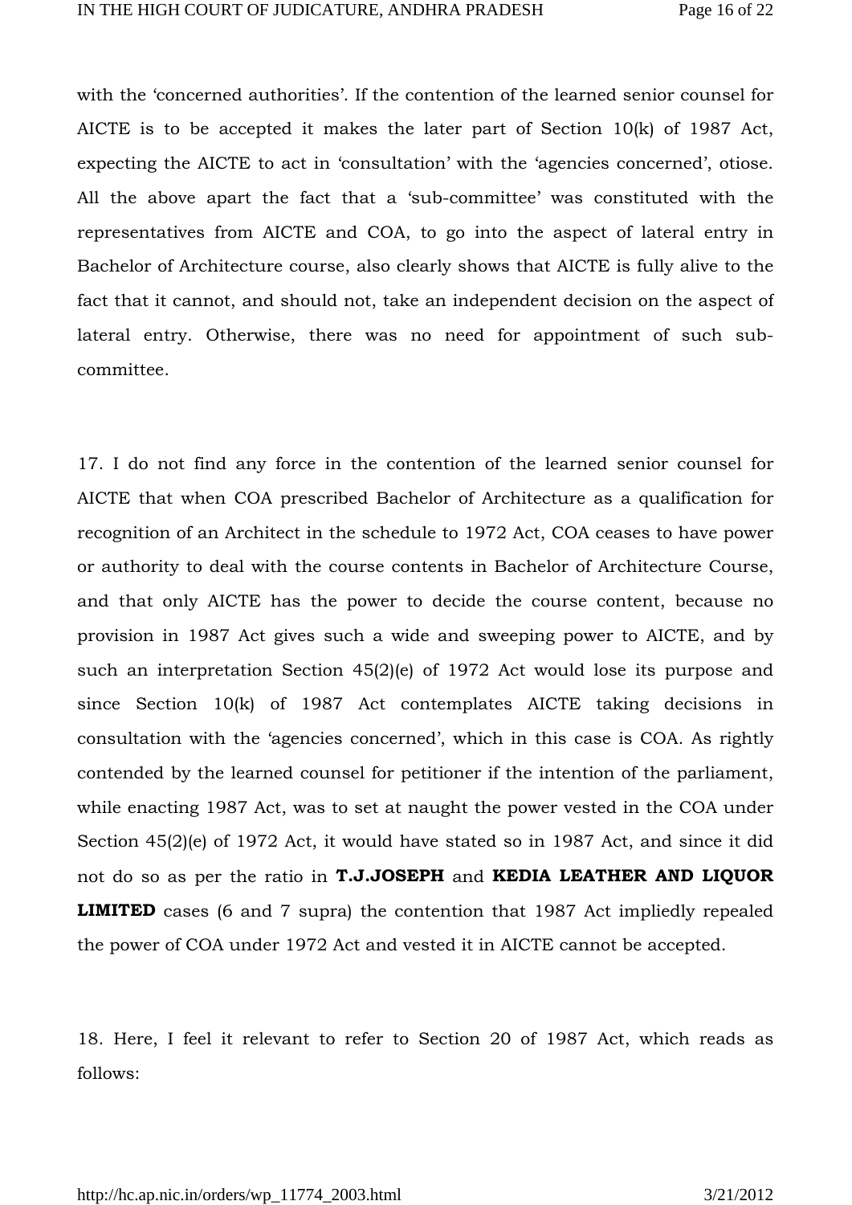with the 'concerned authorities'. If the contention of the learned senior counsel for AICTE is to be accepted it makes the later part of Section 10(k) of 1987 Act, expecting the AICTE to act in 'consultation' with the 'agencies concerned', otiose. All the above apart the fact that a 'sub-committee' was constituted with the representatives from AICTE and COA, to go into the aspect of lateral entry in Bachelor of Architecture course, also clearly shows that AICTE is fully alive to the fact that it cannot, and should not, take an independent decision on the aspect of lateral entry. Otherwise, there was no need for appointment of such sub-committee.

17. I do not find any force in the contention of the learned senior counsel for AICTE that when COA prescribed Bachelor of Architecture as a qualification for recognition of an Architect in the schedule to 1972 Act, COA ceases to have power or authority to deal with the course contents in Bachelor of Architecture Course, and that only AICTE has the power to decide the course content, because no provision in 1987 Act gives such a wide and sweeping power to AICTE, and by such an interpretation Section 45(2)(e) of 1972 Act would lose its purpose and since Section 10(k) of 1987 Act contemplates AICTE taking decisions in consultation with the 'agencies concerned', which in this case is COA. As rightly contended by the learned counsel for petitioner if the intention of the parliament, while enacting 1987 Act, was to set at naught the power vested in the COA under Section 45(2)(e) of 1972 Act, it would have stated so in 1987 Act, and since it did not do so as per the ratio in **T.J.JOSEPH** and **KEDIA LEATHER AND LIQUOR LIMITED** cases (6 and 7 supra) the contention that 1987 Act impliedly repealed the power of COA under 1972 Act and vested it in AICTE cannot be accepted.

18. Here, I feel it relevant to refer to Section 20 of 1987 Act, which reads as follows: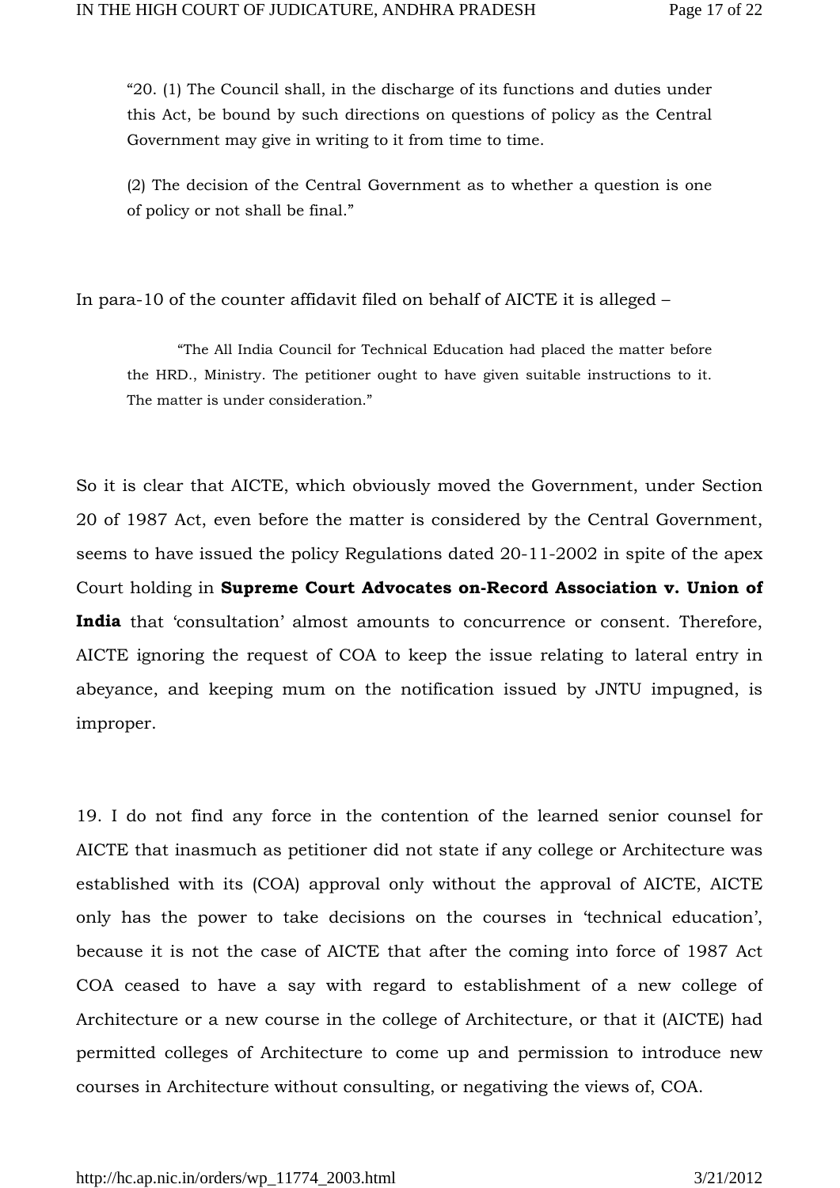> "20. (1) The Council shall, in the discharge of its functions and duties under this Act, be bound by such directions on questions of policy as the Central Government may give in writing to it from time to time.
>
> (2) The decision of the Central Government as to whether a question is one of policy or not shall be final."

In para-10 of the counter affidavit filed on behalf of AICTE it is alleged –

> "The All India Council for Technical Education had placed the matter before the HRD., Ministry. The petitioner ought to have given suitable instructions to it. The matter is under consideration."

So it is clear that AICTE, which obviously moved the Government, under Section 20 of 1987 Act, even before the matter is considered by the Central Government, seems to have issued the policy Regulations dated 20-11-2002 in spite of the apex Court holding in **Supreme Court Advocates on-Record Association v. Union of India** that 'consultation' almost amounts to concurrence or consent. Therefore, AICTE ignoring the request of COA to keep the issue relating to lateral entry in abeyance, and keeping mum on the notification issued by JNTU impugned, is improper.

19. I do not find any force in the contention of the learned senior counsel for AICTE that inasmuch as petitioner did not state if any college or Architecture was established with its (COA) approval only without the approval of AICTE, AICTE only has the power to take decisions on the courses in 'technical education', because it is not the case of AICTE that after the coming into force of 1987 Act COA ceased to have a say with regard to establishment of a new college of Architecture or a new course in the college of Architecture, or that it (AICTE) had permitted colleges of Architecture to come up and permission to introduce new courses in Architecture without consulting, or negativing the views of, COA.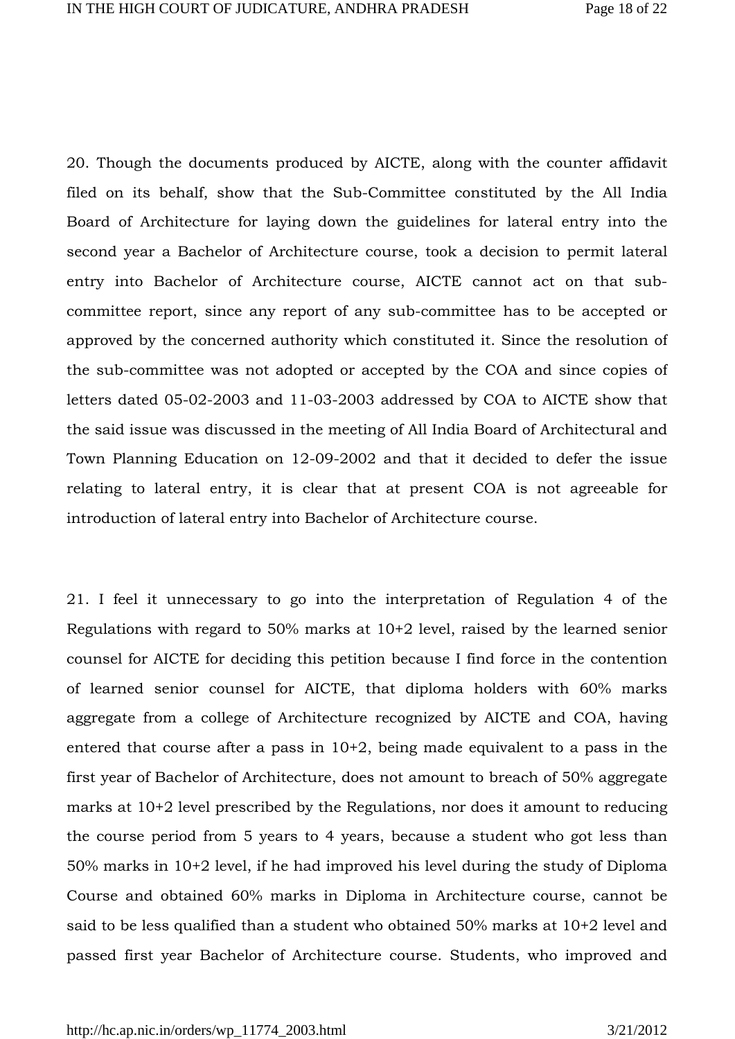20. Though the documents produced by AICTE, along with the counter affidavit filed on its behalf, show that the Sub-Committee constituted by the All India Board of Architecture for laying down the guidelines for lateral entry into the second year a Bachelor of Architecture course, took a decision to permit lateral entry into Bachelor of Architecture course, AICTE cannot act on that sub-committee report, since any report of any sub-committee has to be accepted or approved by the concerned authority which constituted it. Since the resolution of the sub-committee was not adopted or accepted by the COA and since copies of letters dated 05-02-2003 and 11-03-2003 addressed by COA to AICTE show that the said issue was discussed in the meeting of All India Board of Architectural and Town Planning Education on 12-09-2002 and that it decided to defer the issue relating to lateral entry, it is clear that at present COA is not agreeable for introduction of lateral entry into Bachelor of Architecture course.

21. I feel it unnecessary to go into the interpretation of Regulation 4 of the Regulations with regard to 50% marks at 10+2 level, raised by the learned senior counsel for AICTE for deciding this petition because I find force in the contention of learned senior counsel for AICTE, that diploma holders with 60% marks aggregate from a college of Architecture recognized by AICTE and COA, having entered that course after a pass in 10+2, being made equivalent to a pass in the first year of Bachelor of Architecture, does not amount to breach of 50% aggregate marks at 10+2 level prescribed by the Regulations, nor does it amount to reducing the course period from 5 years to 4 years, because a student who got less than 50% marks in 10+2 level, if he had improved his level during the study of Diploma Course and obtained 60% marks in Diploma in Architecture course, cannot be said to be less qualified than a student who obtained 50% marks at 10+2 level and passed first year Bachelor of Architecture course. Students, who improved and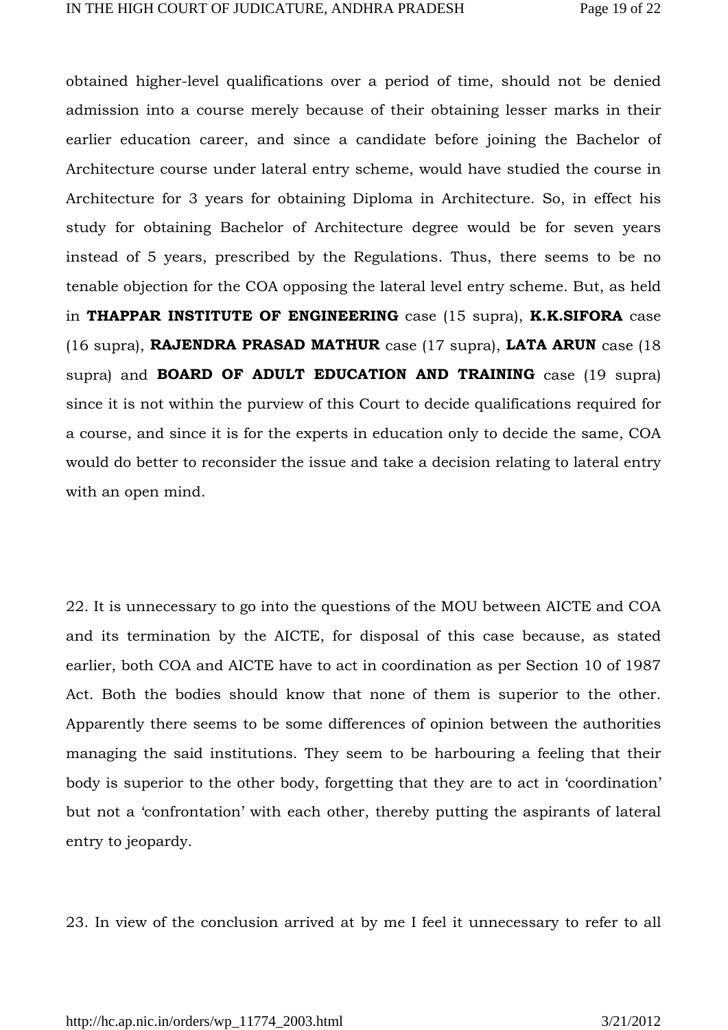obtained higher-level qualifications over a period of time, should not be denied admission into a course merely because of their obtaining lesser marks in their earlier education career, and since a candidate before joining the Bachelor of Architecture course under lateral entry scheme, would have studied the course in Architecture for 3 years for obtaining Diploma in Architecture. So, in effect his study for obtaining Bachelor of Architecture degree would be for seven years instead of 5 years, prescribed by the Regulations. Thus, there seems to be no tenable objection for the COA opposing the lateral level entry scheme. But, as held in **THAPPAR INSTITUTE OF ENGINEERING** case (15 supra), **K.K.SIFORA** case (16 supra), **RAJENDRA PRASAD MATHUR** case (17 supra), **LATA ARUN** case (18 supra) and **BOARD OF ADULT EDUCATION AND TRAINING** case (19 supra) since it is not within the purview of this Court to decide qualifications required for a course, and since it is for the experts in education only to decide the same, COA would do better to reconsider the issue and take a decision relating to lateral entry with an open mind.

22. It is unnecessary to go into the questions of the MOU between AICTE and COA and its termination by the AICTE, for disposal of this case because, as stated earlier, both COA and AICTE have to act in coordination as per Section 10 of 1987 Act. Both the bodies should know that none of them is superior to the other. Apparently there seems to be some differences of opinion between the authorities managing the said institutions. They seem to be harbouring a feeling that their body is superior to the other body, forgetting that they are to act in 'coordination' but not a 'confrontation' with each other, thereby putting the aspirants of lateral entry to jeopardy.

23. In view of the conclusion arrived at by me I feel it unnecessary to refer to all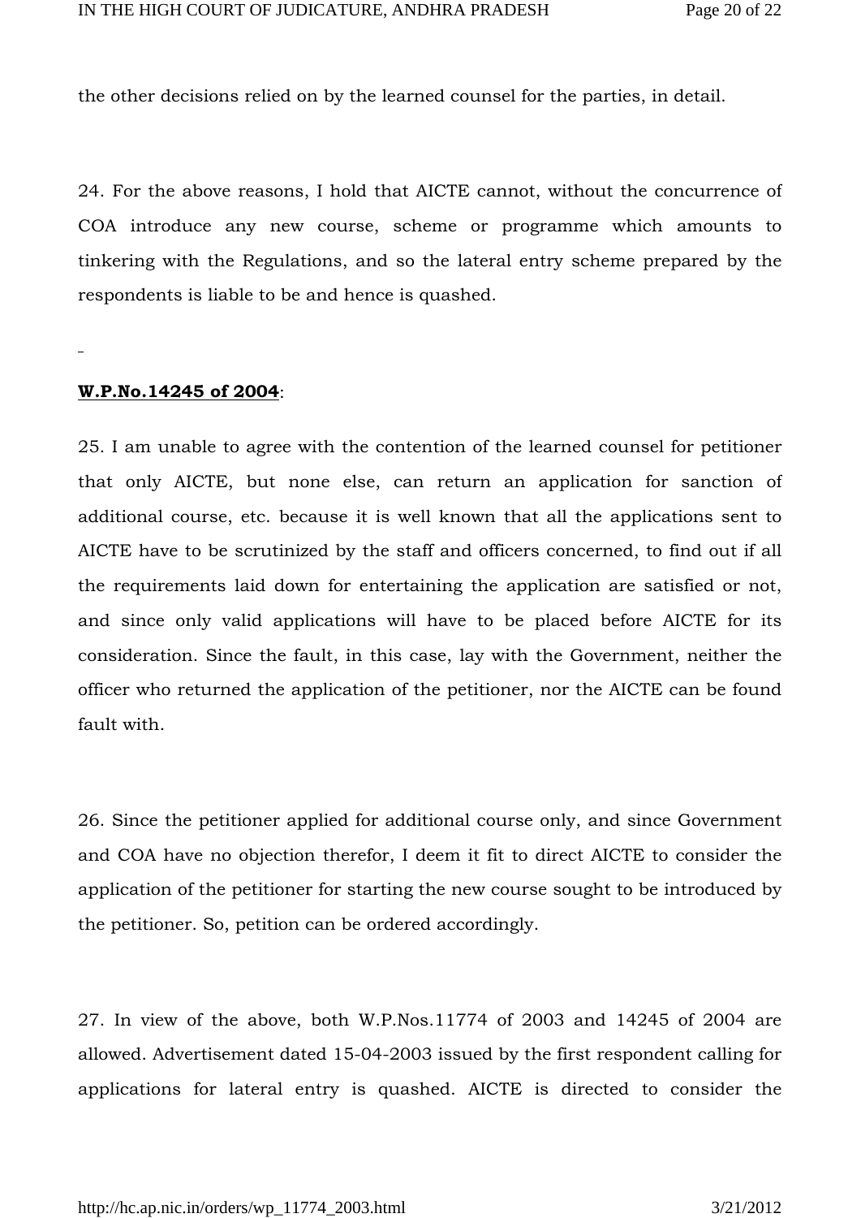the other decisions relied on by the learned counsel for the parties, in detail.

24. For the above reasons, I hold that AICTE cannot, without the concurrence of COA introduce any new course, scheme or programme which amounts to tinkering with the Regulations, and so the lateral entry scheme prepared by the respondents is liable to be and hence is quashed.

**W.P.No.14245 of 2004**:

25. I am unable to agree with the contention of the learned counsel for petitioner that only AICTE, but none else, can return an application for sanction of additional course, etc. because it is well known that all the applications sent to AICTE have to be scrutinized by the staff and officers concerned, to find out if all the requirements laid down for entertaining the application are satisfied or not, and since only valid applications will have to be placed before AICTE for its consideration. Since the fault, in this case, lay with the Government, neither the officer who returned the application of the petitioner, nor the AICTE can be found fault with.

26. Since the petitioner applied for additional course only, and since Government and COA have no objection therefor, I deem it fit to direct AICTE to consider the application of the petitioner for starting the new course sought to be introduced by the petitioner. So, petition can be ordered accordingly.

27. In view of the above, both W.P.Nos.11774 of 2003 and 14245 of 2004 are allowed. Advertisement dated 15-04-2003 issued by the first respondent calling for applications for lateral entry is quashed. AICTE is directed to consider the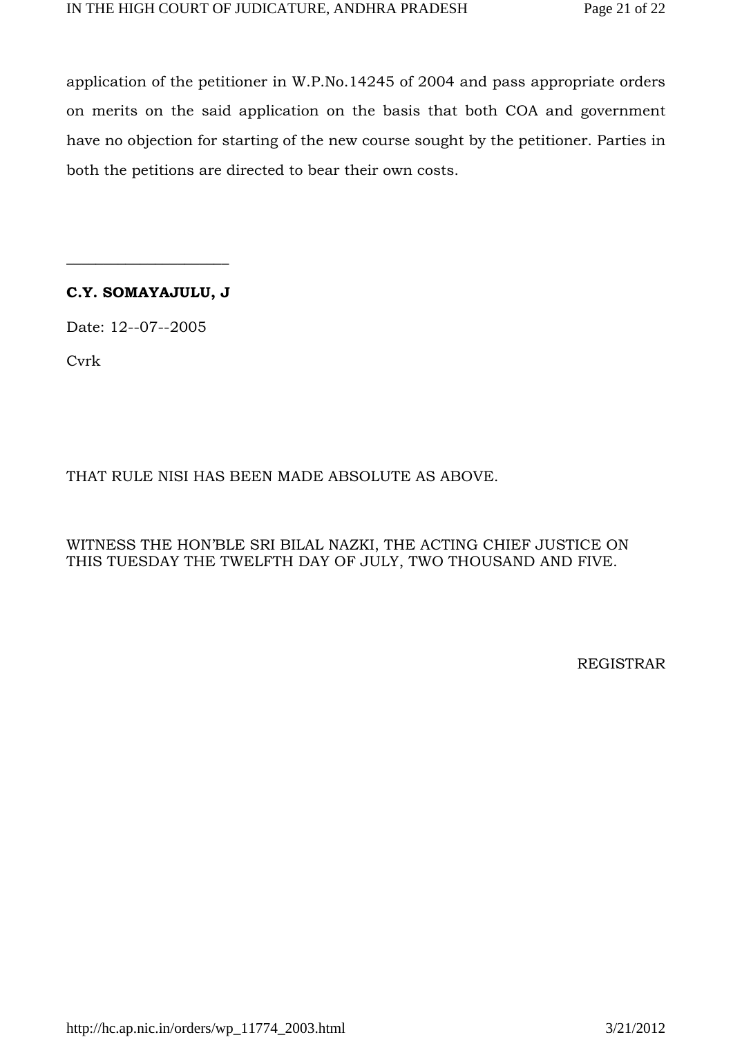application of the petitioner in W.P.No.14245 of 2004 and pass appropriate orders on merits on the said application on the basis that both COA and government have no objection for starting of the new course sought by the petitioner. Parties in both the petitions are directed to bear their own costs.

______________________

**C.Y. SOMAYAJULU, J**

Date: 12--07--2005

Cvrk

THAT RULE NISI HAS BEEN MADE ABSOLUTE AS ABOVE.

WITNESS THE HON'BLE SRI BILAL NAZKI, THE ACTING CHIEF JUSTICE ON THIS TUESDAY THE TWELFTH DAY OF JULY, TWO THOUSAND AND FIVE.

REGISTRAR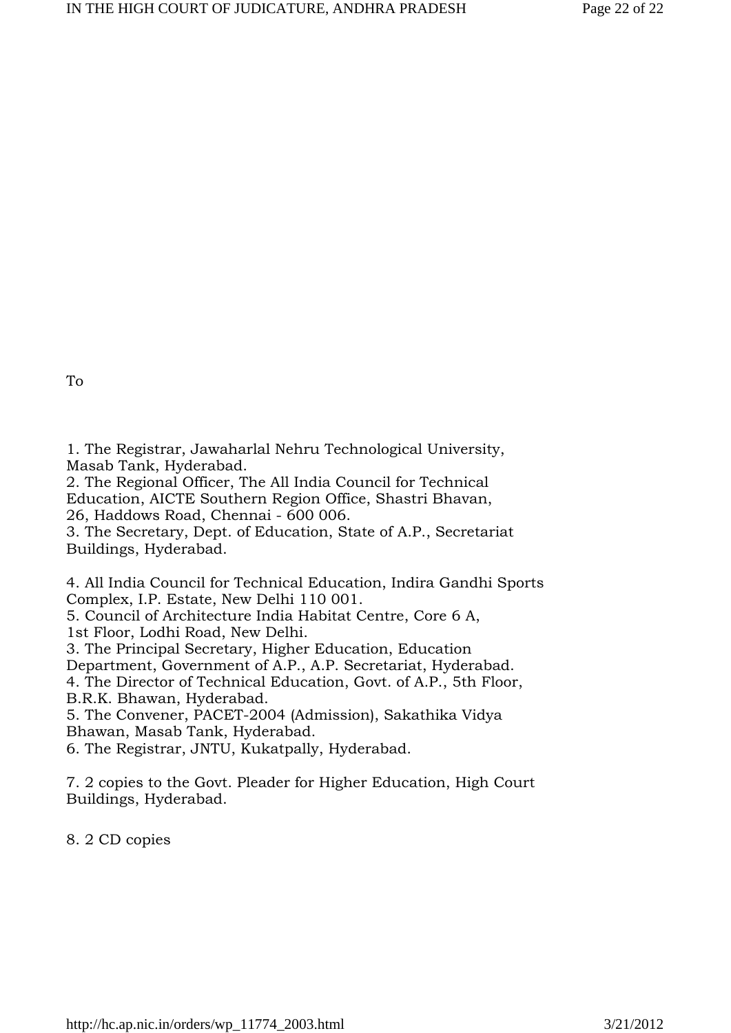To

1. The Registrar, Jawaharlal Nehru Technological University, Masab Tank, Hyderabad.
2. The Regional Officer, The All India Council for Technical Education, AICTE Southern Region Office, Shastri Bhavan, 26, Haddows Road, Chennai - 600 006.
3. The Secretary, Dept. of Education, State of A.P., Secretariat Buildings, Hyderabad.

4. All India Council for Technical Education, Indira Gandhi Sports Complex, I.P. Estate, New Delhi 110 001.
5. Council of Architecture India Habitat Centre, Core 6 A, 1st Floor, Lodhi Road, New Delhi.
3. The Principal Secretary, Higher Education, Education Department, Government of A.P., A.P. Secretariat, Hyderabad.
4. The Director of Technical Education, Govt. of A.P., 5th Floor, B.R.K. Bhawan, Hyderabad.
5. The Convener, PACET-2004 (Admission), Sakathika Vidya Bhawan, Masab Tank, Hyderabad.
6. The Registrar, JNTU, Kukatpally, Hyderabad.

7. 2 copies to the Govt. Pleader for Higher Education, High Court Buildings, Hyderabad.

8. 2 CD copies